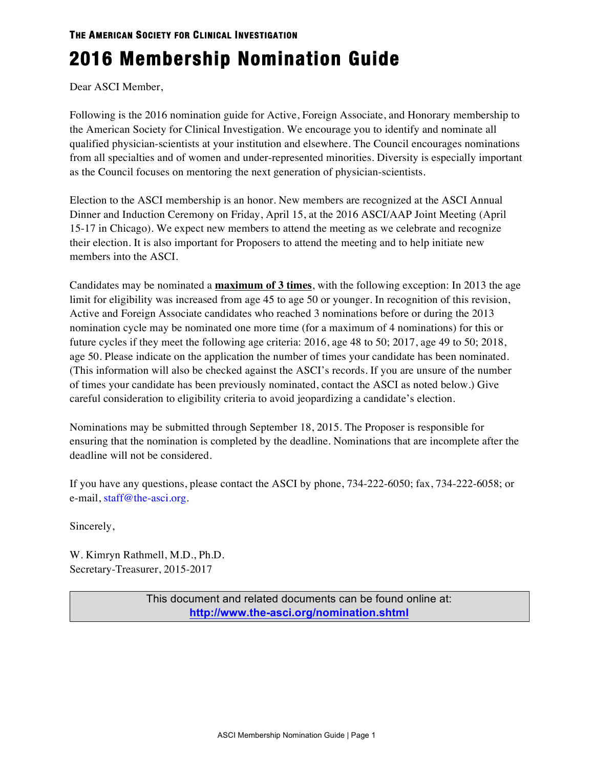**THE AMERICAN SOCIETY FOR CLINICAL INVESTIGATION**

# 2016 Membership Nomination Guide

Dear ASCI Member,

Following is the 2016 nomination guide for Active, Foreign Associate, and Honorary membership to the American Society for Clinical Investigation. We encourage you to identify and nominate all qualified physician-scientists at your institution and elsewhere. The Council encourages nominations from all specialties and of women and under-represented minorities. Diversity is especially important as the Council focuses on mentoring the next generation of physician-scientists.

Election to the ASCI membership is an honor. New members are recognized at the ASCI Annual Dinner and Induction Ceremony on Friday, April 15, at the 2016 ASCI/AAP Joint Meeting (April 15-17 in Chicago). We expect new members to attend the meeting as we celebrate and recognize their election. It is also important for Proposers to attend the meeting and to help initiate new members into the ASCI.

Candidates may be nominated a **maximum of 3 times**, with the following exception: In 2013 the age limit for eligibility was increased from age 45 to age 50 or younger. In recognition of this revision, Active and Foreign Associate candidates who reached 3 nominations before or during the 2013 nomination cycle may be nominated one more time (for a maximum of 4 nominations) for this or future cycles if they meet the following age criteria: 2016, age 48 to 50; 2017, age 49 to 50; 2018, age 50. Please indicate on the application the number of times your candidate has been nominated. (This information will also be checked against the ASCI's records. If you are unsure of the number of times your candidate has been previously nominated, contact the ASCI as noted below.) Give careful consideration to eligibility criteria to avoid jeopardizing a candidate's election.

Nominations may be submitted through September 18, 2015. The Proposer is responsible for ensuring that the nomination is completed by the deadline. Nominations that are incomplete after the deadline will not be considered.

If you have any questions, please contact the ASCI by phone, 734-222-6050; fax, 734-222-6058; or e-mail, staff@the-asci.org.

Sincerely,

W. Kimryn Rathmell, M.D., Ph.D.
Secretary-Treasurer, 2015-2017

This document and related documents can be found online at:
**http://www.the-asci.org/nomination.shtml**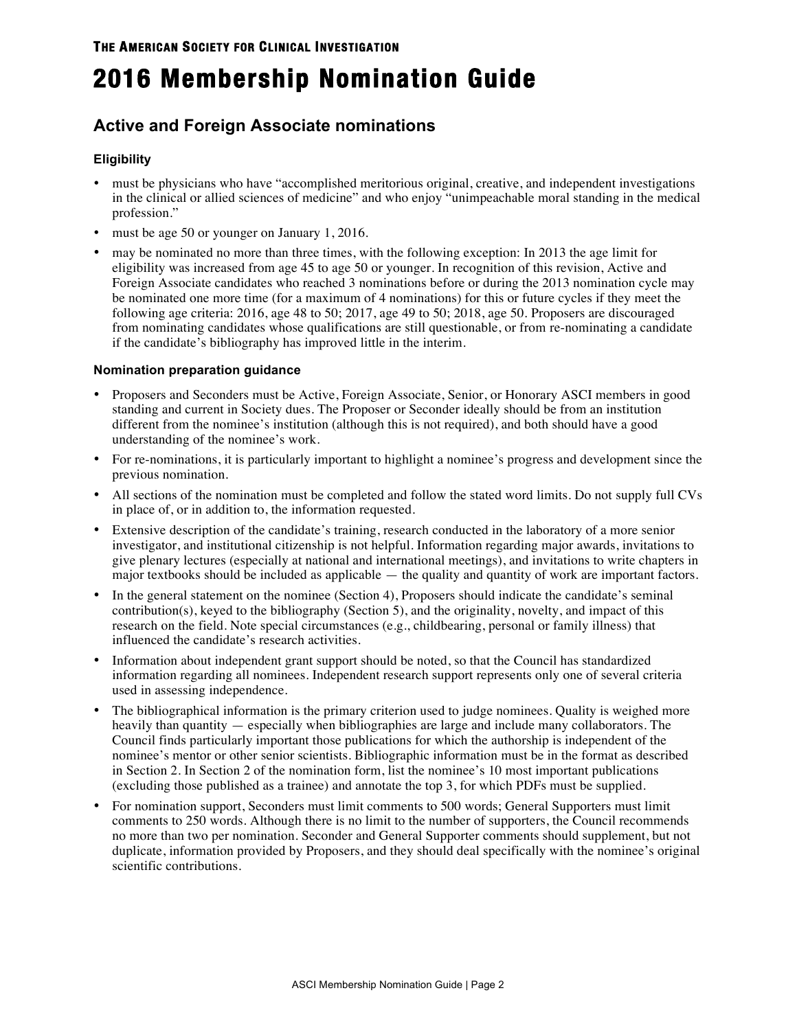THE AMERICAN SOCIETY FOR CLINICAL INVESTIGATION

# 2016 Membership Nomination Guide

## Active and Foreign Associate nominations

### Eligibility

- must be physicians who have "accomplished meritorious original, creative, and independent investigations in the clinical or allied sciences of medicine" and who enjoy "unimpeachable moral standing in the medical profession."
- must be age 50 or younger on January 1, 2016.
- may be nominated no more than three times, with the following exception: In 2013 the age limit for eligibility was increased from age 45 to age 50 or younger. In recognition of this revision, Active and Foreign Associate candidates who reached 3 nominations before or during the 2013 nomination cycle may be nominated one more time (for a maximum of 4 nominations) for this or future cycles if they meet the following age criteria: 2016, age 48 to 50; 2017, age 49 to 50; 2018, age 50. Proposers are discouraged from nominating candidates whose qualifications are still questionable, or from re-nominating a candidate if the candidate's bibliography has improved little in the interim.

### Nomination preparation guidance

- Proposers and Seconders must be Active, Foreign Associate, Senior, or Honorary ASCI members in good standing and current in Society dues. The Proposer or Seconder ideally should be from an institution different from the nominee's institution (although this is not required), and both should have a good understanding of the nominee's work.
- For re-nominations, it is particularly important to highlight a nominee's progress and development since the previous nomination.
- All sections of the nomination must be completed and follow the stated word limits. Do not supply full CVs in place of, or in addition to, the information requested.
- Extensive description of the candidate's training, research conducted in the laboratory of a more senior investigator, and institutional citizenship is not helpful. Information regarding major awards, invitations to give plenary lectures (especially at national and international meetings), and invitations to write chapters in major textbooks should be included as applicable — the quality and quantity of work are important factors.
- In the general statement on the nominee (Section 4), Proposers should indicate the candidate's seminal contribution(s), keyed to the bibliography (Section 5), and the originality, novelty, and impact of this research on the field. Note special circumstances (e.g., childbearing, personal or family illness) that influenced the candidate's research activities.
- Information about independent grant support should be noted, so that the Council has standardized information regarding all nominees. Independent research support represents only one of several criteria used in assessing independence.
- The bibliographical information is the primary criterion used to judge nominees. Quality is weighed more heavily than quantity — especially when bibliographies are large and include many collaborators. The Council finds particularly important those publications for which the authorship is independent of the nominee's mentor or other senior scientists. Bibliographic information must be in the format as described in Section 2. In Section 2 of the nomination form, list the nominee's 10 most important publications (excluding those published as a trainee) and annotate the top 3, for which PDFs must be supplied.
- For nomination support, Seconders must limit comments to 500 words; General Supporters must limit comments to 250 words. Although there is no limit to the number of supporters, the Council recommends no more than two per nomination. Seconder and General Supporter comments should supplement, but not duplicate, information provided by Proposers, and they should deal specifically with the nominee's original scientific contributions.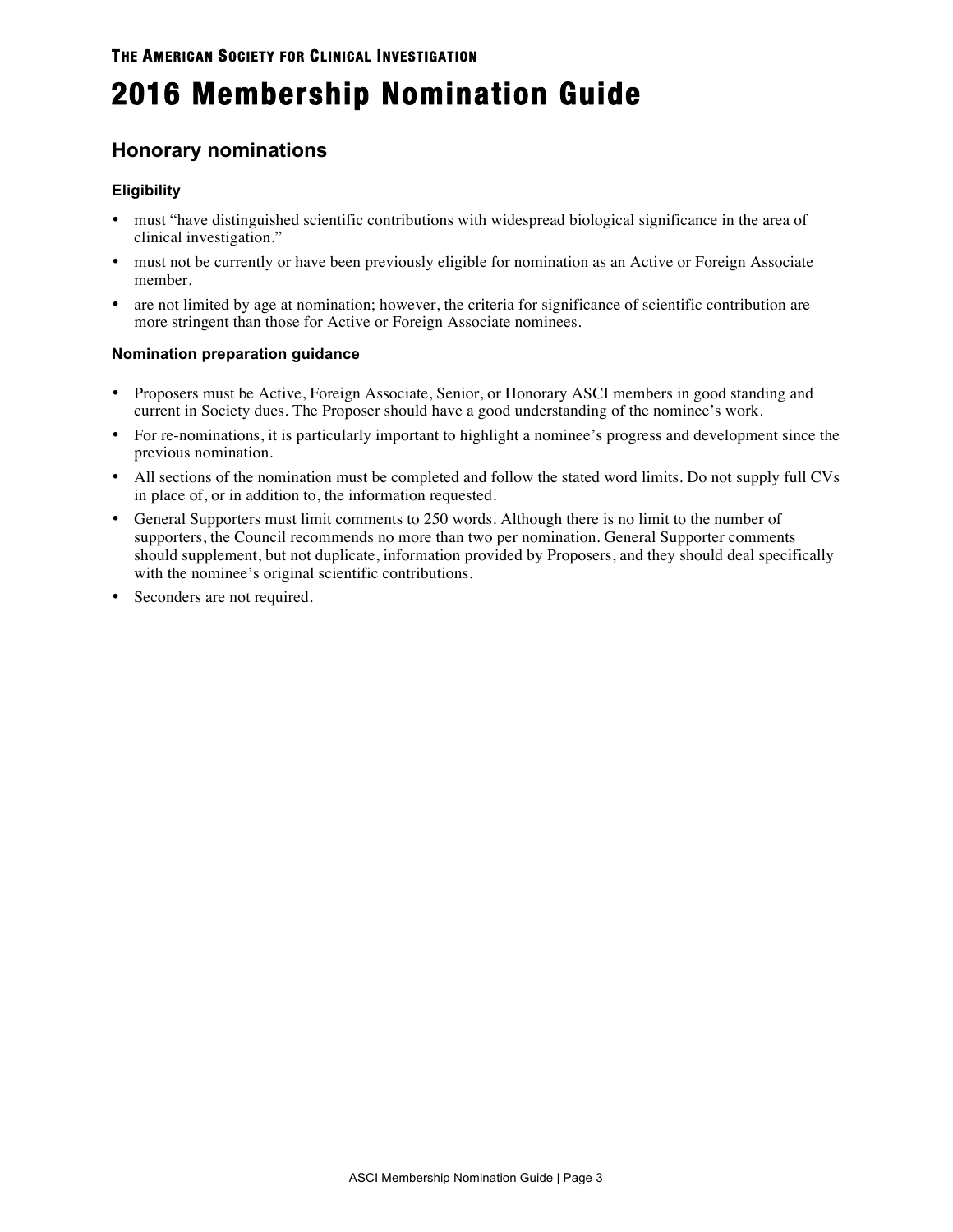# 2016 Membership Nomination Guide

## Honorary nominations

### Eligibility

- must "have distinguished scientific contributions with widespread biological significance in the area of clinical investigation."
- must not be currently or have been previously eligible for nomination as an Active or Foreign Associate member.
- are not limited by age at nomination; however, the criteria for significance of scientific contribution are more stringent than those for Active or Foreign Associate nominees.

### Nomination preparation guidance

- Proposers must be Active, Foreign Associate, Senior, or Honorary ASCI members in good standing and current in Society dues. The Proposer should have a good understanding of the nominee's work.
- For re-nominations, it is particularly important to highlight a nominee's progress and development since the previous nomination.
- All sections of the nomination must be completed and follow the stated word limits. Do not supply full CVs in place of, or in addition to, the information requested.
- General Supporters must limit comments to 250 words. Although there is no limit to the number of supporters, the Council recommends no more than two per nomination. General Supporter comments should supplement, but not duplicate, information provided by Proposers, and they should deal specifically with the nominee's original scientific contributions.
- Seconders are not required.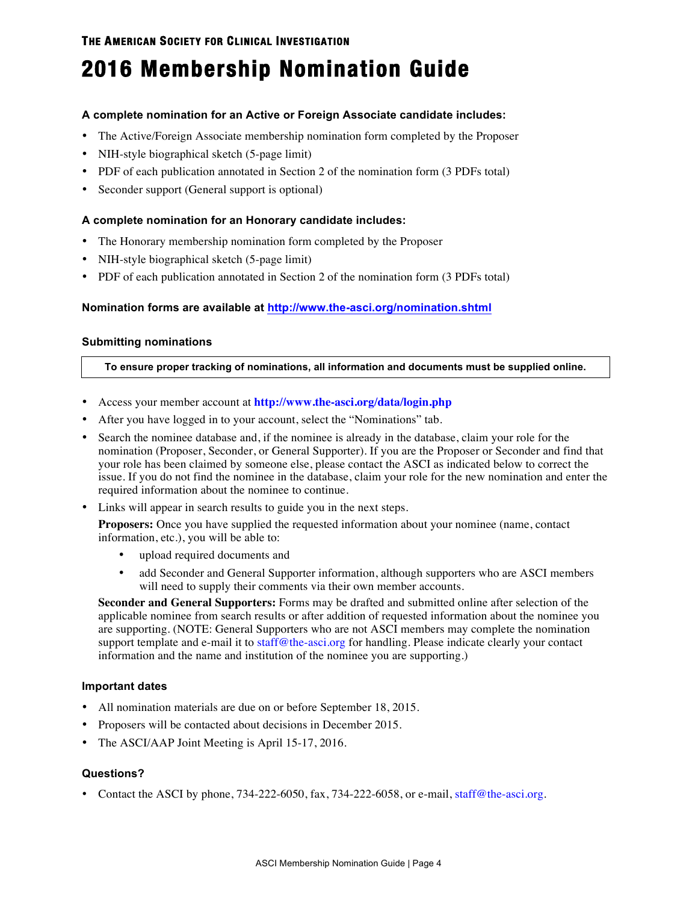THE AMERICAN SOCIETY FOR CLINICAL INVESTIGATION

# 2016 Membership Nomination Guide

### A complete nomination for an Active or Foreign Associate candidate includes:

- The Active/Foreign Associate membership nomination form completed by the Proposer
- NIH-style biographical sketch (5-page limit)
- PDF of each publication annotated in Section 2 of the nomination form (3 PDFs total)
- Seconder support (General support is optional)

### A complete nomination for an Honorary candidate includes:

- The Honorary membership nomination form completed by the Proposer
- NIH-style biographical sketch (5-page limit)
- PDF of each publication annotated in Section 2 of the nomination form (3 PDFs total)

**Nomination forms are available at http://www.the-asci.org/nomination.shtml**

### Submitting nominations

**To ensure proper tracking of nominations, all information and documents must be supplied online.**

- Access your member account at **http://www.the-asci.org/data/login.php**
- After you have logged in to your account, select the "Nominations" tab.
- Search the nominee database and, if the nominee is already in the database, claim your role for the nomination (Proposer, Seconder, or General Supporter). If you are the Proposer or Seconder and find that your role has been claimed by someone else, please contact the ASCI as indicated below to correct the issue. If you do not find the nominee in the database, claim your role for the new nomination and enter the required information about the nominee to continue.
- Links will appear in search results to guide you in the next steps.

  **Proposers:** Once you have supplied the requested information about your nominee (name, contact information, etc.), you will be able to:

  - upload required documents and
  - add Seconder and General Supporter information, although supporters who are ASCI members will need to supply their comments via their own member accounts.

  **Seconder and General Supporters:** Forms may be drafted and submitted online after selection of the applicable nominee from search results or after addition of requested information about the nominee you are supporting. (NOTE: General Supporters who are not ASCI members may complete the nomination support template and e-mail it to staff@the-asci.org for handling. Please indicate clearly your contact information and the name and institution of the nominee you are supporting.)

### Important dates

- All nomination materials are due on or before September 18, 2015.
- Proposers will be contacted about decisions in December 2015.
- The ASCI/AAP Joint Meeting is April 15-17, 2016.

### Questions?

- Contact the ASCI by phone, 734-222-6050, fax, 734-222-6058, or e-mail, staff@the-asci.org.